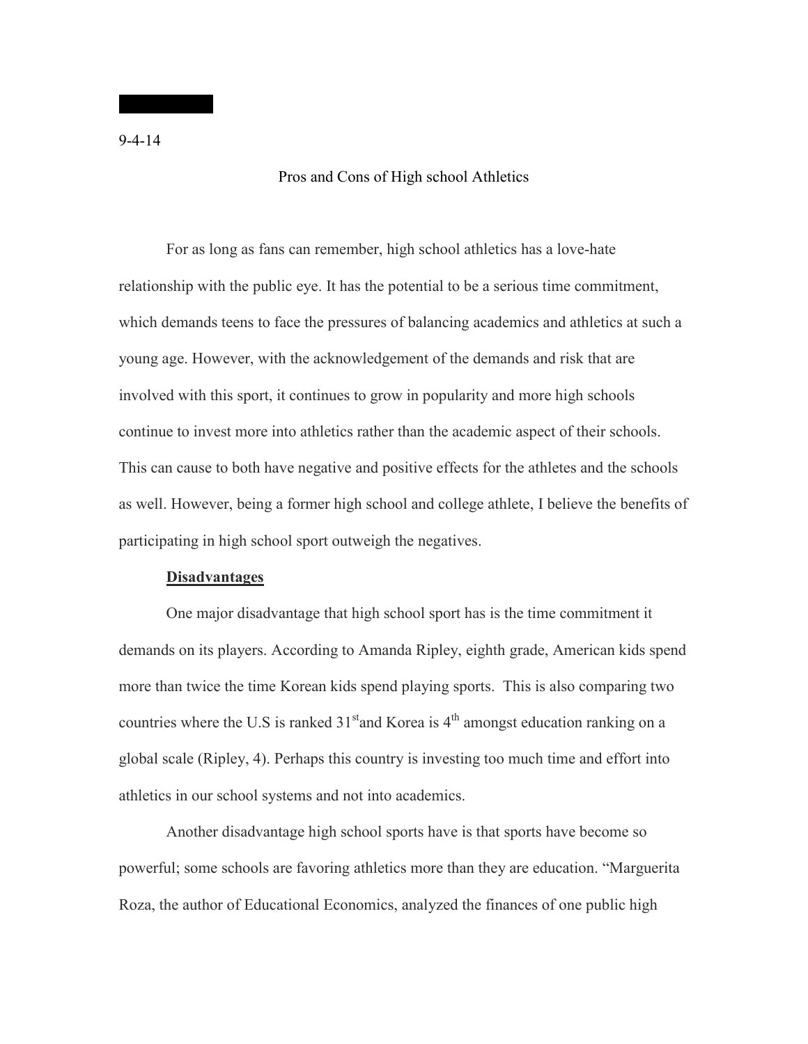9-4-14

# Pros and Cons of High school Athletics

For as long as fans can remember, high school athletics has a love-hate relationship with the public eye. It has the potential to be a serious time commitment, which demands teens to face the pressures of balancing academics and athletics at such a young age. However, with the acknowledgement of the demands and risk that are involved with this sport, it continues to grow in popularity and more high schools continue to invest more into athletics rather than the academic aspect of their schools. This can cause to both have negative and positive effects for the athletes and the schools as well. However, being a former high school and college athlete, I believe the benefits of participating in high school sport outweigh the negatives.

## **Disadvantages**

One major disadvantage that high school sport has is the time commitment it demands on its players. According to Amanda Ripley, eighth grade, American kids spend more than twice the time Korean kids spend playing sports. This is also comparing two countries where the U.S is ranked 31st and Korea is 4th amongst education ranking on a global scale (Ripley, 4). Perhaps this country is investing too much time and effort into athletics in our school systems and not into academics.

Another disadvantage high school sports have is that sports have become so powerful; some schools are favoring athletics more than they are education. "Marguerita Roza, the author of Educational Economics, analyzed the finances of one public high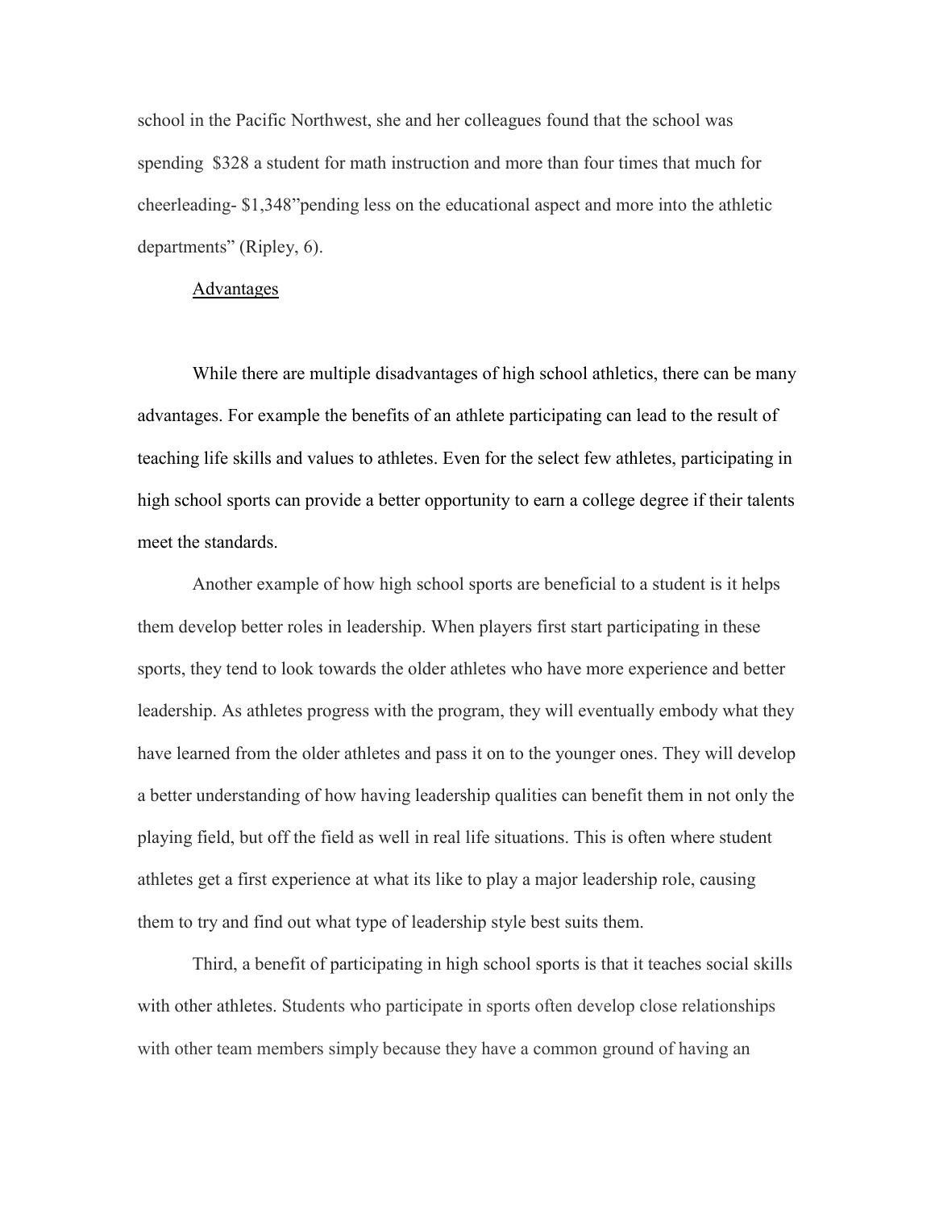school in the Pacific Northwest, she and her colleagues found that the school was spending  $328 a student for math instruction and more than four times that much for cheerleading- $1,348"pending less on the educational aspect and more into the athletic departments" (Ripley, 6).

Advantages

While there are multiple disadvantages of high school athletics, there can be many advantages. For example the benefits of an athlete participating can lead to the result of teaching life skills and values to athletes. Even for the select few athletes, participating in high school sports can provide a better opportunity to earn a college degree if their talents meet the standards.

Another example of how high school sports are beneficial to a student is it helps them develop better roles in leadership. When players first start participating in these sports, they tend to look towards the older athletes who have more experience and better leadership. As athletes progress with the program, they will eventually embody what they have learned from the older athletes and pass it on to the younger ones. They will develop a better understanding of how having leadership qualities can benefit them in not only the playing field, but off the field as well in real life situations. This is often where student athletes get a first experience at what its like to play a major leadership role, causing them to try and find out what type of leadership style best suits them.

Third, a benefit of participating in high school sports is that it teaches social skills with other athletes. Students who participate in sports often develop close relationships with other team members simply because they have a common ground of having an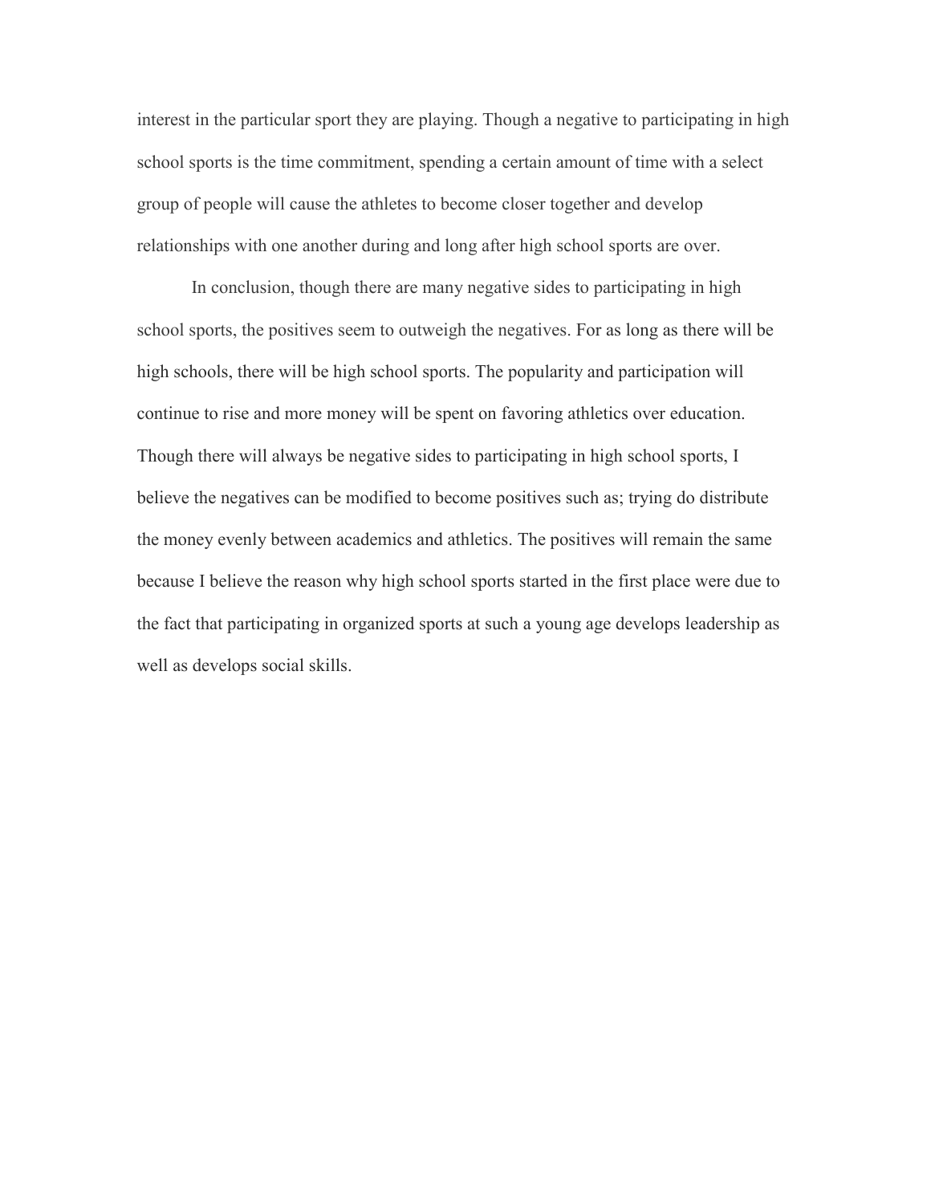interest in the particular sport they are playing. Though a negative to participating in high school sports is the time commitment, spending a certain amount of time with a select group of people will cause the athletes to become closer together and develop relationships with one another during and long after high school sports are over.

In conclusion, though there are many negative sides to participating in high school sports, the positives seem to outweigh the negatives. For as long as there will be high schools, there will be high school sports. The popularity and participation will continue to rise and more money will be spent on favoring athletics over education. Though there will always be negative sides to participating in high school sports, I believe the negatives can be modified to become positives such as; trying do distribute the money evenly between academics and athletics. The positives will remain the same because I believe the reason why high school sports started in the first place were due to the fact that participating in organized sports at such a young age develops leadership as well as develops social skills.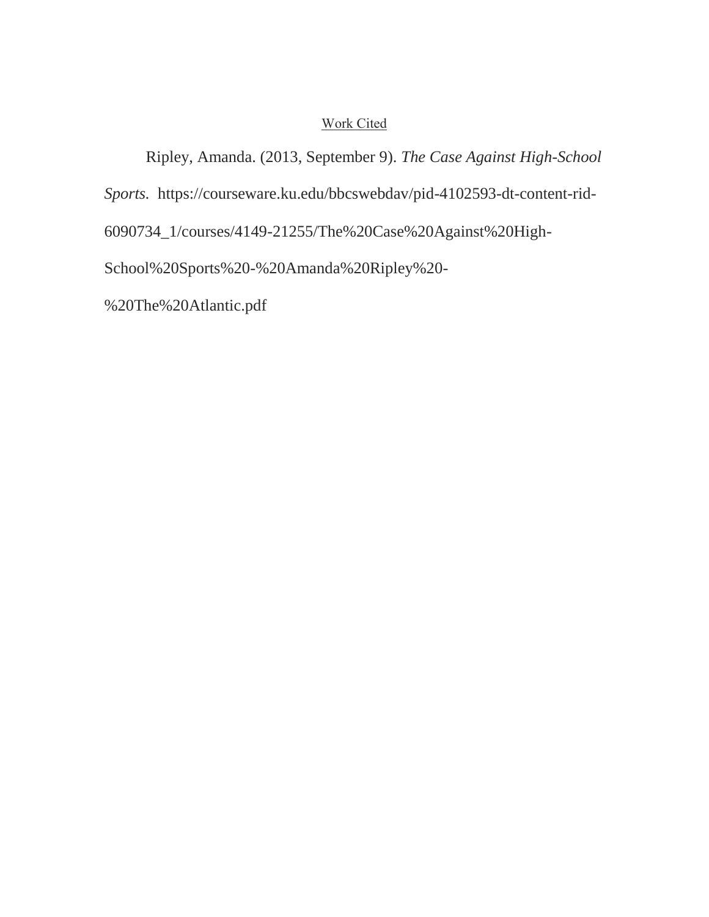Work Cited

Ripley, Amanda. (2013, September 9). *The Case Against High-School Sports*. https://courseware.ku.edu/bbcswebdav/pid-4102593-dt-content-rid-6090734_1/courses/4149-21255/The%20Case%20Against%20High-School%20Sports%20-%20Amanda%20Ripley%20-%20The%20Atlantic.pdf